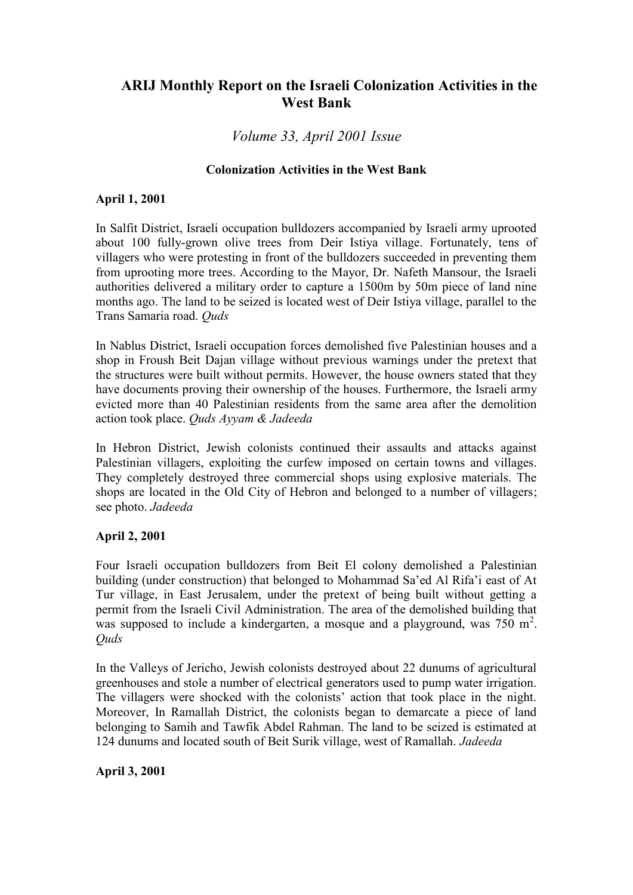# ARIJ Monthly Report on the Israeli Colonization Activities in the West Bank

## *Volume 33, April 2001 Issue*

### Colonization Activities in the West Bank

**April 1, 2001**

In Salfit District, Israeli occupation bulldozers accompanied by Israeli army uprooted about 100 fully-grown olive trees from Deir Istiya village. Fortunately, tens of villagers who were protesting in front of the bulldozers succeeded in preventing them from uprooting more trees. According to the Mayor, Dr. Nafeth Mansour, the Israeli authorities delivered a military order to capture a 1500m by 50m piece of land nine months ago. The land to be seized is located west of Deir Istiya village, parallel to the Trans Samaria road. *Quds*

In Nablus District, Israeli occupation forces demolished five Palestinian houses and a shop in Froush Beit Dajan village without previous warnings under the pretext that the structures were built without permits. However, the house owners stated that they have documents proving their ownership of the houses. Furthermore, the Israeli army evicted more than 40 Palestinian residents from the same area after the demolition action took place. *Quds Ayyam & Jadeeda*

In Hebron District, Jewish colonists continued their assaults and attacks against Palestinian villagers, exploiting the curfew imposed on certain towns and villages. They completely destroyed three commercial shops using explosive materials. The shops are located in the Old City of Hebron and belonged to a number of villagers; see photo. *Jadeeda*

**April 2, 2001**

Four Israeli occupation bulldozers from Beit El colony demolished a Palestinian building (under construction) that belonged to Mohammad Sa'ed Al Rifa'i east of At Tur village, in East Jerusalem, under the pretext of being built without getting a permit from the Israeli Civil Administration. The area of the demolished building that was supposed to include a kindergarten, a mosque and a playground, was 750 $m^2$. *Quds*

In the Valleys of Jericho, Jewish colonists destroyed about 22 dunums of agricultural greenhouses and stole a number of electrical generators used to pump water irrigation. The villagers were shocked with the colonists' action that took place in the night. Moreover, In Ramallah District, the colonists began to demarcate a piece of land belonging to Samih and Tawfik Abdel Rahman. The land to be seized is estimated at 124 dunums and located south of Beit Surik village, west of Ramallah. *Jadeeda*

**April 3, 2001**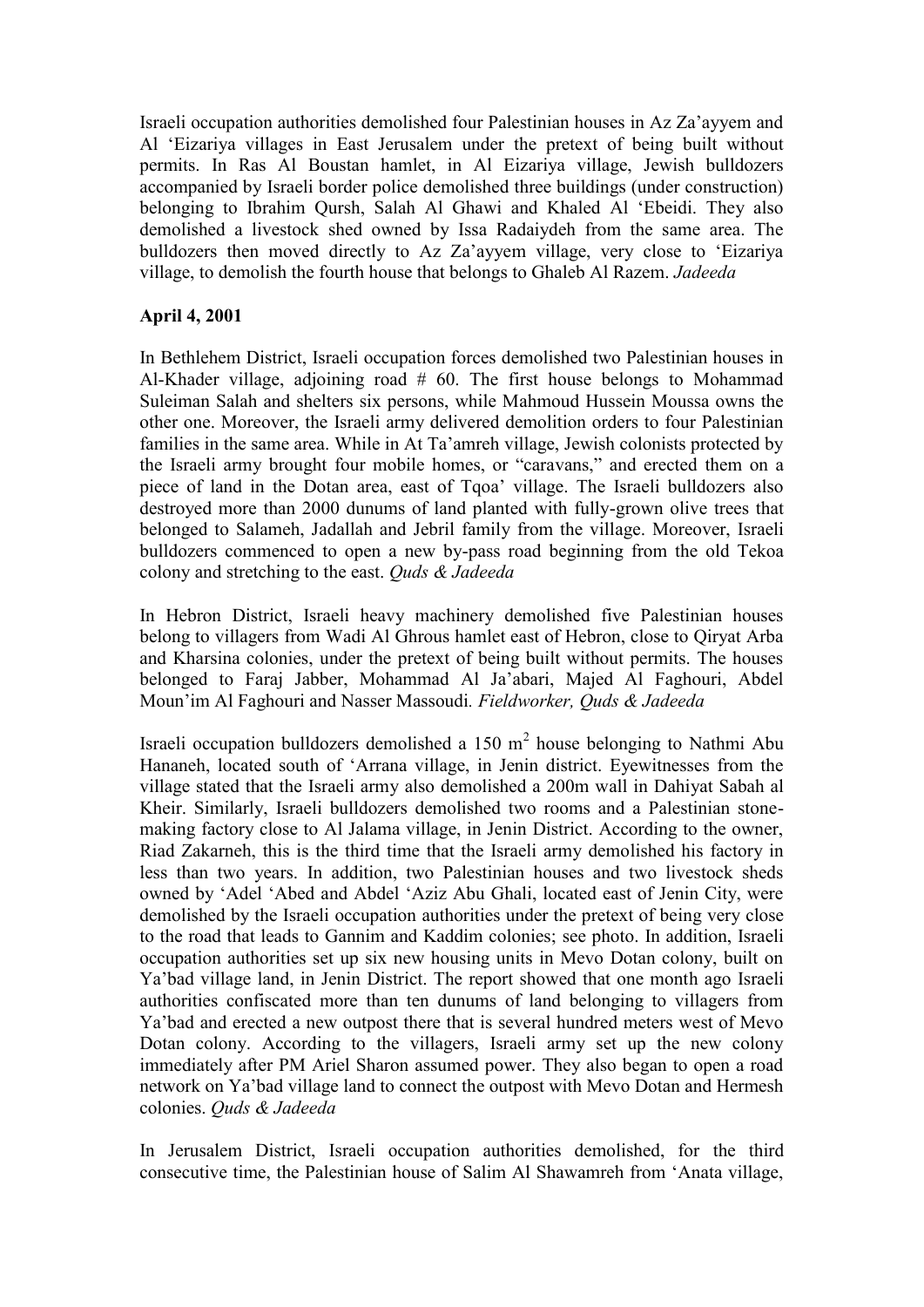Israeli occupation authorities demolished four Palestinian houses in Az Za'ayyem and Al 'Eizariya villages in East Jerusalem under the pretext of being built without permits. In Ras Al Boustan hamlet, in Al Eizariya village, Jewish bulldozers accompanied by Israeli border police demolished three buildings (under construction) belonging to Ibrahim Qursh, Salah Al Ghawi and Khaled Al 'Ebeidi. They also demolished a livestock shed owned by Issa Radaiydeh from the same area. The bulldozers then moved directly to Az Za'ayyem village, very close to 'Eizariya village, to demolish the fourth house that belongs to Ghaleb Al Razem. *Jadeeda*

**April 4, 2001**

In Bethlehem District, Israeli occupation forces demolished two Palestinian houses in Al-Khader village, adjoining road # 60. The first house belongs to Mohammad Suleiman Salah and shelters six persons, while Mahmoud Hussein Moussa owns the other one. Moreover, the Israeli army delivered demolition orders to four Palestinian families in the same area. While in At Ta'amreh village, Jewish colonists protected by the Israeli army brought four mobile homes, or "caravans," and erected them on a piece of land in the Dotan area, east of Tqoa' village. The Israeli bulldozers also destroyed more than 2000 dunums of land planted with fully-grown olive trees that belonged to Salameh, Jadallah and Jebril family from the village. Moreover, Israeli bulldozers commenced to open a new by-pass road beginning from the old Tekoa colony and stretching to the east. *Quds & Jadeeda*

In Hebron District, Israeli heavy machinery demolished five Palestinian houses belong to villagers from Wadi Al Ghrous hamlet east of Hebron, close to Qiryat Arba and Kharsina colonies, under the pretext of being built without permits. The houses belonged to Faraj Jabber, Mohammad Al Ja'abari, Majed Al Faghouri, Abdel Moun'im Al Faghouri and Nasser Massoudi. *Fieldworker, Quds & Jadeeda*

Israeli occupation bulldozers demolished a 150 $m^2$ house belonging to Nathmi Abu Hananeh, located south of 'Arrana village, in Jenin district. Eyewitnesses from the village stated that the Israeli army also demolished a 200m wall in Dahiyat Sabah al Kheir. Similarly, Israeli bulldozers demolished two rooms and a Palestinian stone-making factory close to Al Jalama village, in Jenin District. According to the owner, Riad Zakarneh, this is the third time that the Israeli army demolished his factory in less than two years. In addition, two Palestinian houses and two livestock sheds owned by 'Adel 'Abed and Abdel 'Aziz Abu Ghali, located east of Jenin City, were demolished by the Israeli occupation authorities under the pretext of being very close to the road that leads to Gannim and Kaddim colonies; see photo. In addition, Israeli occupation authorities set up six new housing units in Mevo Dotan colony, built on Ya'bad village land, in Jenin District. The report showed that one month ago Israeli authorities confiscated more than ten dunums of land belonging to villagers from Ya'bad and erected a new outpost there that is several hundred meters west of Mevo Dotan colony. According to the villagers, Israeli army set up the new colony immediately after PM Ariel Sharon assumed power. They also began to open a road network on Ya'bad village land to connect the outpost with Mevo Dotan and Hermesh colonies. *Quds & Jadeeda*

In Jerusalem District, Israeli occupation authorities demolished, for the third consecutive time, the Palestinian house of Salim Al Shawamreh from 'Anata village,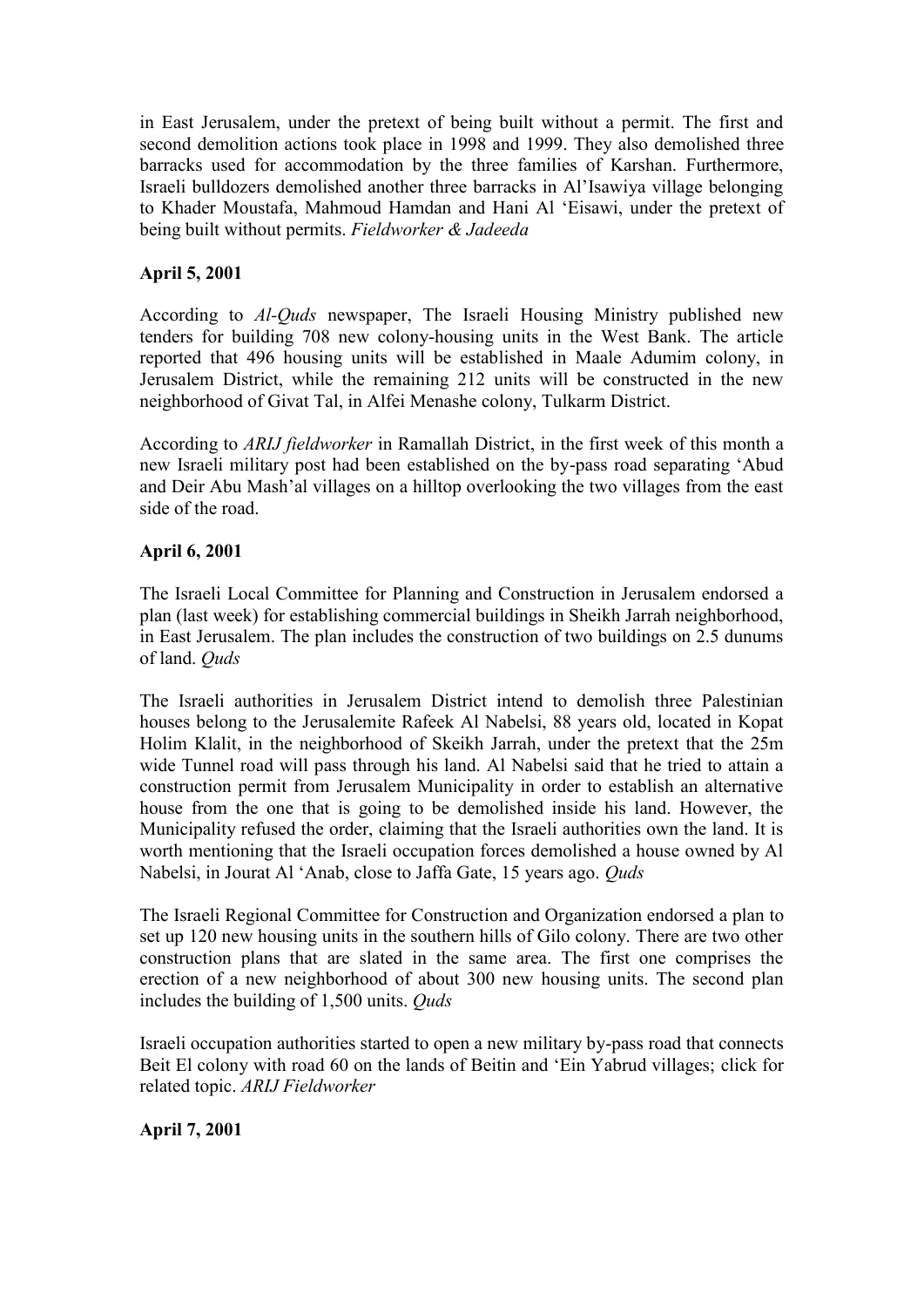in East Jerusalem, under the pretext of being built without a permit. The first and second demolition actions took place in 1998 and 1999. They also demolished three barracks used for accommodation by the three families of Karshan. Furthermore, Israeli bulldozers demolished another three barracks in Al'Isawiya village belonging to Khader Moustafa, Mahmoud Hamdan and Hani Al 'Eisawi, under the pretext of being built without permits. *Fieldworker & Jadeeda*

**April 5, 2001**

According to *Al-Quds* newspaper, The Israeli Housing Ministry published new tenders for building 708 new colony-housing units in the West Bank. The article reported that 496 housing units will be established in Maale Adumim colony, in Jerusalem District, while the remaining 212 units will be constructed in the new neighborhood of Givat Tal, in Alfei Menashe colony, Tulkarm District.

According to *ARIJ fieldworker* in Ramallah District, in the first week of this month a new Israeli military post had been established on the by-pass road separating 'Abud and Deir Abu Mash'al villages on a hilltop overlooking the two villages from the east side of the road.

**April 6, 2001**

The Israeli Local Committee for Planning and Construction in Jerusalem endorsed a plan (last week) for establishing commercial buildings in Sheikh Jarrah neighborhood, in East Jerusalem. The plan includes the construction of two buildings on 2.5 dunums of land. *Quds*

The Israeli authorities in Jerusalem District intend to demolish three Palestinian houses belong to the Jerusalemite Rafeek Al Nabelsi, 88 years old, located in Kopat Holim Klalit, in the neighborhood of Skeikh Jarrah, under the pretext that the 25m wide Tunnel road will pass through his land. Al Nabelsi said that he tried to attain a construction permit from Jerusalem Municipality in order to establish an alternative house from the one that is going to be demolished inside his land. However, the Municipality refused the order, claiming that the Israeli authorities own the land. It is worth mentioning that the Israeli occupation forces demolished a house owned by Al Nabelsi, in Jourat Al 'Anab, close to Jaffa Gate, 15 years ago. *Quds*

The Israeli Regional Committee for Construction and Organization endorsed a plan to set up 120 new housing units in the southern hills of Gilo colony. There are two other construction plans that are slated in the same area. The first one comprises the erection of a new neighborhood of about 300 new housing units. The second plan includes the building of 1,500 units. *Quds*

Israeli occupation authorities started to open a new military by-pass road that connects Beit El colony with road 60 on the lands of Beitin and 'Ein Yabrud villages; click for related topic. *ARIJ Fieldworker*

**April 7, 2001**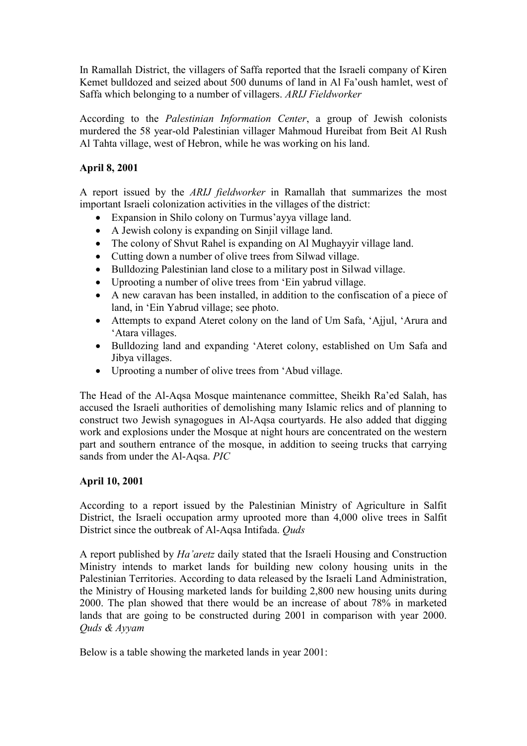In Ramallah District, the villagers of Saffa reported that the Israeli company of Kiren Kemet bulldozed and seized about 500 dunums of land in Al Fa'oush hamlet, west of Saffa which belonging to a number of villagers. *ARIJ Fieldworker*

According to the *Palestinian Information Center*, a group of Jewish colonists murdered the 58 year-old Palestinian villager Mahmoud Hureibat from Beit Al Rush Al Tahta village, west of Hebron, while he was working on his land.

**April 8, 2001**

A report issued by the *ARIJ fieldworker* in Ramallah that summarizes the most important Israeli colonization activities in the villages of the district:

- Expansion in Shilo colony on Turmus'ayya village land.
- A Jewish colony is expanding on Sinjil village land.
- The colony of Shvut Rahel is expanding on Al Mughayyir village land.
- Cutting down a number of olive trees from Silwad village.
- Bulldozing Palestinian land close to a military post in Silwad village.
- Uprooting a number of olive trees from 'Ein yabrud village.
- A new caravan has been installed, in addition to the confiscation of a piece of land, in 'Ein Yabrud village; see photo.
- Attempts to expand Ateret colony on the land of Um Safa, 'Ajjul, 'Arura and 'Atara villages.
- Bulldozing land and expanding 'Ateret colony, established on Um Safa and Jibya villages.
- Uprooting a number of olive trees from 'Abud village.

The Head of the Al-Aqsa Mosque maintenance committee, Sheikh Ra'ed Salah, has accused the Israeli authorities of demolishing many Islamic relics and of planning to construct two Jewish synagogues in Al-Aqsa courtyards. He also added that digging work and explosions under the Mosque at night hours are concentrated on the western part and southern entrance of the mosque, in addition to seeing trucks that carrying sands from under the Al-Aqsa. *PIC*

**April 10, 2001**

According to a report issued by the Palestinian Ministry of Agriculture in Salfit District, the Israeli occupation army uprooted more than 4,000 olive trees in Salfit District since the outbreak of Al-Aqsa Intifada. *Quds*

A report published by *Ha'aretz* daily stated that the Israeli Housing and Construction Ministry intends to market lands for building new colony housing units in the Palestinian Territories. According to data released by the Israeli Land Administration, the Ministry of Housing marketed lands for building 2,800 new housing units during 2000. The plan showed that there would be an increase of about 78% in marketed lands that are going to be constructed during 2001 in comparison with year 2000. *Quds & Ayyam*

Below is a table showing the marketed lands in year 2001: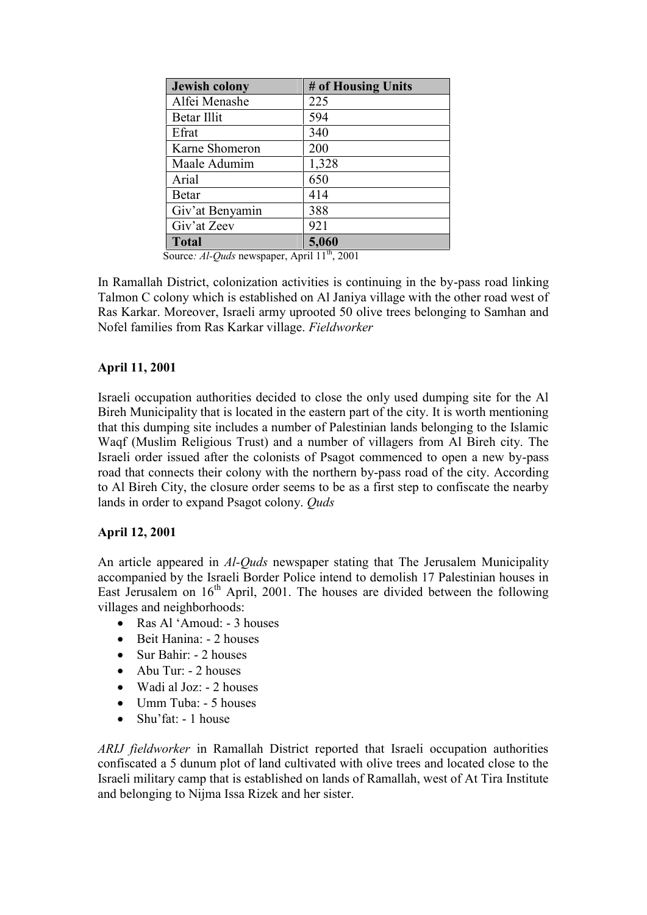| Jewish colony | # of Housing Units |
|---|---|
| Alfei Menashe | 225 |
| Betar Illit | 594 |
| Efrat | 340 |
| Karne Shomeron | 200 |
| Maale Adumim | 1,328 |
| Arial | 650 |
| Betar | 414 |
| Giv'at Benyamin | 388 |
| Giv'at Zeev | 921 |
| **Total** | **5,060** |

Source*: Al-Quds* newspaper, April 11th, 2001

In Ramallah District, colonization activities is continuing in the by-pass road linking Talmon C colony which is established on Al Janiya village with the other road west of Ras Karkar. Moreover, Israeli army uprooted 50 olive trees belonging to Samhan and Nofel families from Ras Karkar village. *Fieldworker*

**April 11, 2001**

Israeli occupation authorities decided to close the only used dumping site for the Al Bireh Municipality that is located in the eastern part of the city. It is worth mentioning that this dumping site includes a number of Palestinian lands belonging to the Islamic Waqf (Muslim Religious Trust) and a number of villagers from Al Bireh city. The Israeli order issued after the colonists of Psagot commenced to open a new by-pass road that connects their colony with the northern by-pass road of the city. According to Al Bireh City, the closure order seems to be as a first step to confiscate the nearby lands in order to expand Psagot colony. *Quds*

**April 12, 2001**

An article appeared in *Al-Quds* newspaper stating that The Jerusalem Municipality accompanied by the Israeli Border Police intend to demolish 17 Palestinian houses in East Jerusalem on 16th April, 2001. The houses are divided between the following villages and neighborhoods:

- Ras Al 'Amoud: - 3 houses
- Beit Hanina: - 2 houses
- Sur Bahir: - 2 houses
- Abu Tur: - 2 houses
- Wadi al Joz: - 2 houses
- Umm Tuba: - 5 houses
- Shu'fat: - 1 house

*ARIJ fieldworker* in Ramallah District reported that Israeli occupation authorities confiscated a 5 dunum plot of land cultivated with olive trees and located close to the Israeli military camp that is established on lands of Ramallah, west of At Tira Institute and belonging to Nijma Issa Rizek and her sister.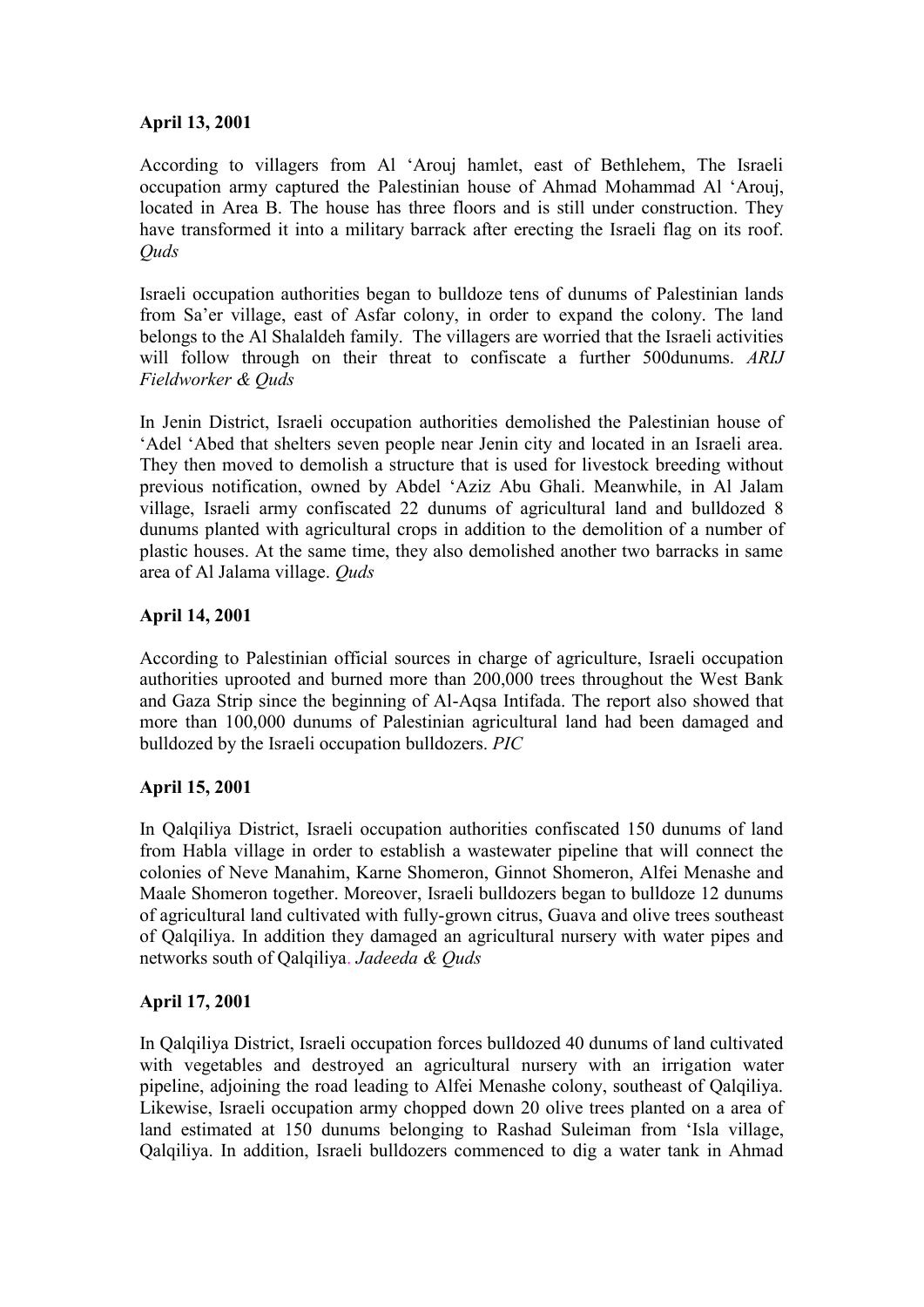**April 13, 2001**

According to villagers from Al 'Arouj hamlet, east of Bethlehem, The Israeli occupation army captured the Palestinian house of Ahmad Mohammad Al 'Arouj, located in Area B. The house has three floors and is still under construction. They have transformed it into a military barrack after erecting the Israeli flag on its roof. *Quds*

Israeli occupation authorities began to bulldoze tens of dunums of Palestinian lands from Sa'er village, east of Asfar colony, in order to expand the colony. The land belongs to the Al Shalaldeh family. The villagers are worried that the Israeli activities will follow through on their threat to confiscate a further 500dunums. *ARIJ Fieldworker & Quds*

In Jenin District, Israeli occupation authorities demolished the Palestinian house of 'Adel 'Abed that shelters seven people near Jenin city and located in an Israeli area. They then moved to demolish a structure that is used for livestock breeding without previous notification, owned by Abdel 'Aziz Abu Ghali. Meanwhile, in Al Jalam village, Israeli army confiscated 22 dunums of agricultural land and bulldozed 8 dunums planted with agricultural crops in addition to the demolition of a number of plastic houses. At the same time, they also demolished another two barracks in same area of Al Jalama village. *Quds*

**April 14, 2001**

According to Palestinian official sources in charge of agriculture, Israeli occupation authorities uprooted and burned more than 200,000 trees throughout the West Bank and Gaza Strip since the beginning of Al-Aqsa Intifada. The report also showed that more than 100,000 dunums of Palestinian agricultural land had been damaged and bulldozed by the Israeli occupation bulldozers. *PIC*

**April 15, 2001**

In Qalqiliya District, Israeli occupation authorities confiscated 150 dunums of land from Habla village in order to establish a wastewater pipeline that will connect the colonies of Neve Manahim, Karne Shomeron, Ginnot Shomeron, Alfei Menashe and Maale Shomeron together. Moreover, Israeli bulldozers began to bulldoze 12 dunums of agricultural land cultivated with fully-grown citrus, Guava and olive trees southeast of Qalqiliya. In addition they damaged an agricultural nursery with water pipes and networks south of Qalqiliya. *Jadeeda & Quds*

**April 17, 2001**

In Qalqiliya District, Israeli occupation forces bulldozed 40 dunums of land cultivated with vegetables and destroyed an agricultural nursery with an irrigation water pipeline, adjoining the road leading to Alfei Menashe colony, southeast of Qalqiliya. Likewise, Israeli occupation army chopped down 20 olive trees planted on a area of land estimated at 150 dunums belonging to Rashad Suleiman from 'Isla village, Qalqiliya. In addition, Israeli bulldozers commenced to dig a water tank in Ahmad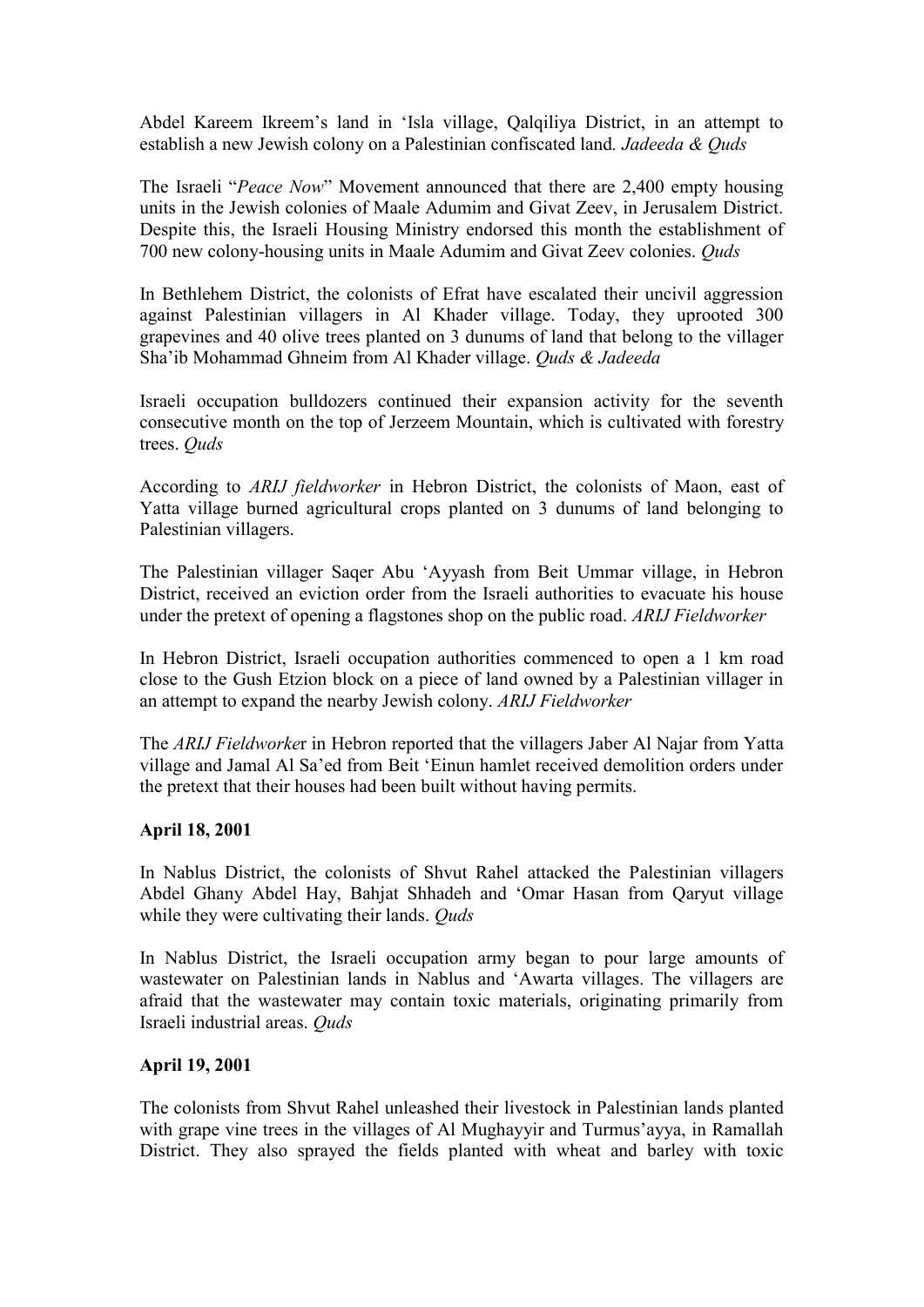Abdel Kareem Ikreem's land in 'Isla village, Qalqiliya District, in an attempt to establish a new Jewish colony on a Palestinian confiscated land. *Jadeeda & Quds*

The Israeli "*Peace Now*" Movement announced that there are 2,400 empty housing units in the Jewish colonies of Maale Adumim and Givat Zeev, in Jerusalem District. Despite this, the Israeli Housing Ministry endorsed this month the establishment of 700 new colony-housing units in Maale Adumim and Givat Zeev colonies. *Quds*

In Bethlehem District, the colonists of Efrat have escalated their uncivil aggression against Palestinian villagers in Al Khader village. Today, they uprooted 300 grapevines and 40 olive trees planted on 3 dunums of land that belong to the villager Sha'ib Mohammad Ghneim from Al Khader village. *Quds & Jadeeda*

Israeli occupation bulldozers continued their expansion activity for the seventh consecutive month on the top of Jerzeem Mountain, which is cultivated with forestry trees. *Quds*

According to *ARIJ fieldworker* in Hebron District, the colonists of Maon, east of Yatta village burned agricultural crops planted on 3 dunums of land belonging to Palestinian villagers.

The Palestinian villager Saqer Abu 'Ayyash from Beit Ummar village, in Hebron District, received an eviction order from the Israeli authorities to evacuate his house under the pretext of opening a flagstones shop on the public road. *ARIJ Fieldworker*

In Hebron District, Israeli occupation authorities commenced to open a 1 km road close to the Gush Etzion block on a piece of land owned by a Palestinian villager in an attempt to expand the nearby Jewish colony. *ARIJ Fieldworker*

The *ARIJ Fieldworker* in Hebron reported that the villagers Jaber Al Najar from Yatta village and Jamal Al Sa'ed from Beit 'Einun hamlet received demolition orders under the pretext that their houses had been built without having permits.

**April 18, 2001**

In Nablus District, the colonists of Shvut Rahel attacked the Palestinian villagers Abdel Ghany Abdel Hay, Bahjat Shhadeh and 'Omar Hasan from Qaryut village while they were cultivating their lands. *Quds*

In Nablus District, the Israeli occupation army began to pour large amounts of wastewater on Palestinian lands in Nablus and 'Awarta villages. The villagers are afraid that the wastewater may contain toxic materials, originating primarily from Israeli industrial areas. *Quds*

**April 19, 2001**

The colonists from Shvut Rahel unleashed their livestock in Palestinian lands planted with grape vine trees in the villages of Al Mughayyir and Turmus'ayya, in Ramallah District. They also sprayed the fields planted with wheat and barley with toxic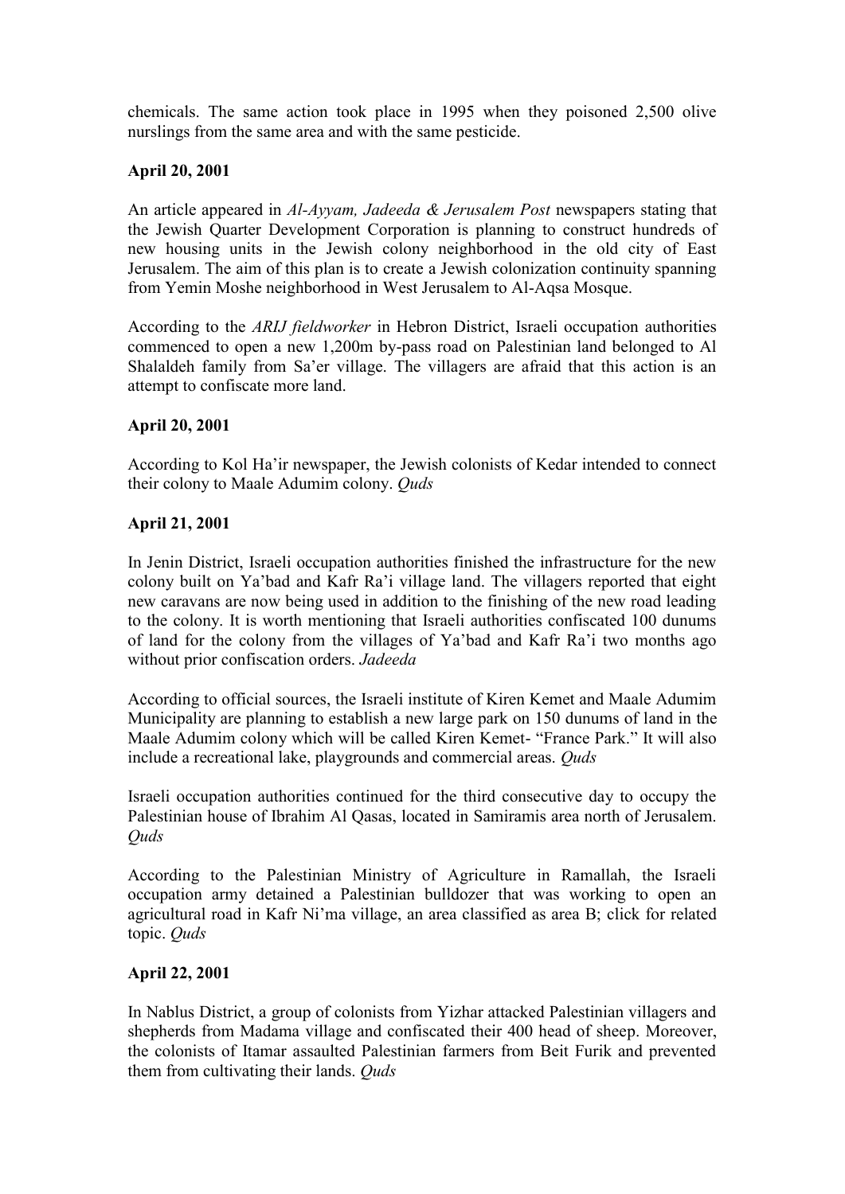chemicals. The same action took place in 1995 when they poisoned 2,500 olive nurslings from the same area and with the same pesticide.

**April 20, 2001**

An article appeared in *Al-Ayyam, Jadeeda & Jerusalem Post* newspapers stating that the Jewish Quarter Development Corporation is planning to construct hundreds of new housing units in the Jewish colony neighborhood in the old city of East Jerusalem. The aim of this plan is to create a Jewish colonization continuity spanning from Yemin Moshe neighborhood in West Jerusalem to Al-Aqsa Mosque.

According to the *ARIJ fieldworker* in Hebron District, Israeli occupation authorities commenced to open a new 1,200m by-pass road on Palestinian land belonged to Al Shalaldeh family from Sa'er village. The villagers are afraid that this action is an attempt to confiscate more land.

**April 20, 2001**

According to Kol Ha'ir newspaper, the Jewish colonists of Kedar intended to connect their colony to Maale Adumim colony. *Quds*

**April 21, 2001**

In Jenin District, Israeli occupation authorities finished the infrastructure for the new colony built on Ya'bad and Kafr Ra'i village land. The villagers reported that eight new caravans are now being used in addition to the finishing of the new road leading to the colony. It is worth mentioning that Israeli authorities confiscated 100 dunums of land for the colony from the villages of Ya'bad and Kafr Ra'i two months ago without prior confiscation orders. *Jadeeda*

According to official sources, the Israeli institute of Kiren Kemet and Maale Adumim Municipality are planning to establish a new large park on 150 dunums of land in the Maale Adumim colony which will be called Kiren Kemet- "France Park." It will also include a recreational lake, playgrounds and commercial areas. *Quds*

Israeli occupation authorities continued for the third consecutive day to occupy the Palestinian house of Ibrahim Al Qasas, located in Samiramis area north of Jerusalem. *Quds*

According to the Palestinian Ministry of Agriculture in Ramallah, the Israeli occupation army detained a Palestinian bulldozer that was working to open an agricultural road in Kafr Ni'ma village, an area classified as area B; click for related topic. *Quds*

**April 22, 2001**

In Nablus District, a group of colonists from Yizhar attacked Palestinian villagers and shepherds from Madama village and confiscated their 400 head of sheep. Moreover, the colonists of Itamar assaulted Palestinian farmers from Beit Furik and prevented them from cultivating their lands. *Quds*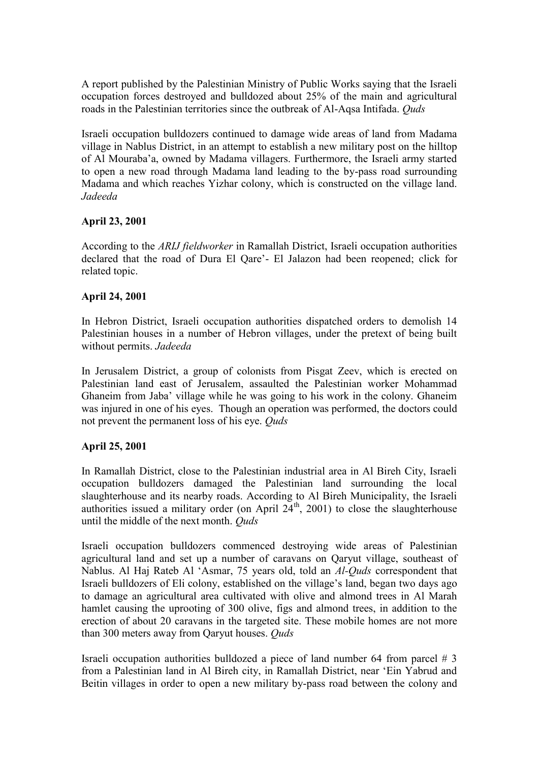A report published by the Palestinian Ministry of Public Works saying that the Israeli occupation forces destroyed and bulldozed about 25% of the main and agricultural roads in the Palestinian territories since the outbreak of Al-Aqsa Intifada. *Quds*

Israeli occupation bulldozers continued to damage wide areas of land from Madama village in Nablus District, in an attempt to establish a new military post on the hilltop of Al Mouraba'a, owned by Madama villagers. Furthermore, the Israeli army started to open a new road through Madama land leading to the by-pass road surrounding Madama and which reaches Yizhar colony, which is constructed on the village land. *Jadeeda*

**April 23, 2001**

According to the *ARIJ fieldworker* in Ramallah District, Israeli occupation authorities declared that the road of Dura El Qare'- El Jalazon had been reopened; click for related topic.

**April 24, 2001**

In Hebron District, Israeli occupation authorities dispatched orders to demolish 14 Palestinian houses in a number of Hebron villages, under the pretext of being built without permits. *Jadeeda*

In Jerusalem District, a group of colonists from Pisgat Zeev, which is erected on Palestinian land east of Jerusalem, assaulted the Palestinian worker Mohammad Ghaneim from Jaba' village while he was going to his work in the colony. Ghaneim was injured in one of his eyes. Though an operation was performed, the doctors could not prevent the permanent loss of his eye. *Quds*

**April 25, 2001**

In Ramallah District, close to the Palestinian industrial area in Al Bireh City, Israeli occupation bulldozers damaged the Palestinian land surrounding the local slaughterhouse and its nearby roads. According to Al Bireh Municipality, the Israeli authorities issued a military order (on April 24th, 2001) to close the slaughterhouse until the middle of the next month. *Quds*

Israeli occupation bulldozers commenced destroying wide areas of Palestinian agricultural land and set up a number of caravans on Qaryut village, southeast of Nablus. Al Haj Rateb Al 'Asmar, 75 years old, told an *Al-Quds* correspondent that Israeli bulldozers of Eli colony, established on the village's land, began two days ago to damage an agricultural area cultivated with olive and almond trees in Al Marah hamlet causing the uprooting of 300 olive, figs and almond trees, in addition to the erection of about 20 caravans in the targeted site. These mobile homes are not more than 300 meters away from Qaryut houses. *Quds*

Israeli occupation authorities bulldozed a piece of land number 64 from parcel # 3 from a Palestinian land in Al Bireh city, in Ramallah District, near 'Ein Yabrud and Beitin villages in order to open a new military by-pass road between the colony and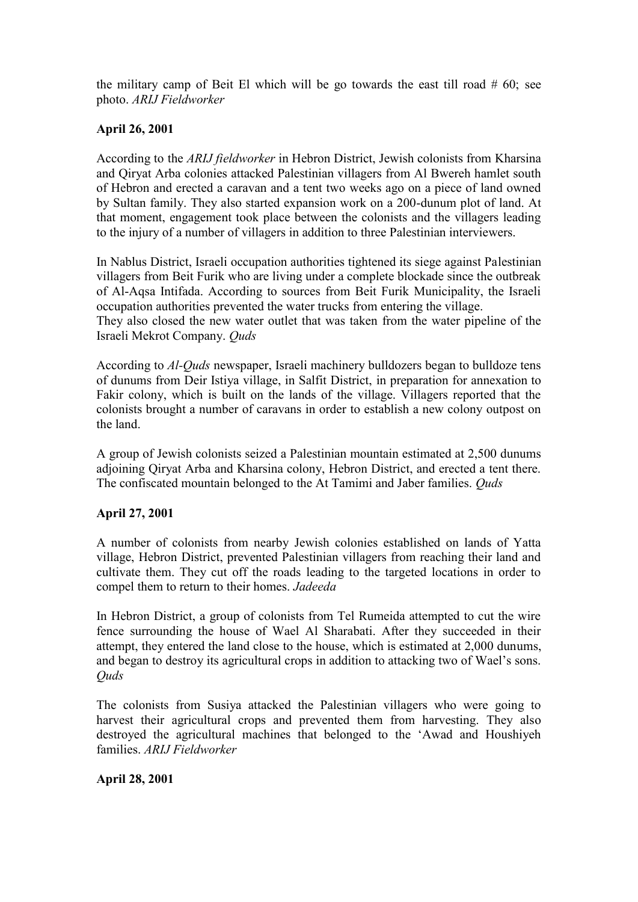the military camp of Beit El which will be go towards the east till road # 60; see photo. *ARIJ Fieldworker*

**April 26, 2001**

According to the *ARIJ fieldworker* in Hebron District, Jewish colonists from Kharsina and Qiryat Arba colonies attacked Palestinian villagers from Al Bwereh hamlet south of Hebron and erected a caravan and a tent two weeks ago on a piece of land owned by Sultan family. They also started expansion work on a 200-dunum plot of land. At that moment, engagement took place between the colonists and the villagers leading to the injury of a number of villagers in addition to three Palestinian interviewers.

In Nablus District, Israeli occupation authorities tightened its siege against Palestinian villagers from Beit Furik who are living under a complete blockade since the outbreak of Al-Aqsa Intifada. According to sources from Beit Furik Municipality, the Israeli occupation authorities prevented the water trucks from entering the village.
They also closed the new water outlet that was taken from the water pipeline of the Israeli Mekrot Company. *Quds*

According to *Al-Quds* newspaper, Israeli machinery bulldozers began to bulldoze tens of dunums from Deir Istiya village, in Salfit District, in preparation for annexation to Fakir colony, which is built on the lands of the village. Villagers reported that the colonists brought a number of caravans in order to establish a new colony outpost on the land.

A group of Jewish colonists seized a Palestinian mountain estimated at 2,500 dunums adjoining Qiryat Arba and Kharsina colony, Hebron District, and erected a tent there. The confiscated mountain belonged to the At Tamimi and Jaber families. *Quds*

**April 27, 2001**

A number of colonists from nearby Jewish colonies established on lands of Yatta village, Hebron District, prevented Palestinian villagers from reaching their land and cultivate them. They cut off the roads leading to the targeted locations in order to compel them to return to their homes. *Jadeeda*

In Hebron District, a group of colonists from Tel Rumeida attempted to cut the wire fence surrounding the house of Wael Al Sharabati. After they succeeded in their attempt, they entered the land close to the house, which is estimated at 2,000 dunums, and began to destroy its agricultural crops in addition to attacking two of Wael's sons. *Quds*

The colonists from Susiya attacked the Palestinian villagers who were going to harvest their agricultural crops and prevented them from harvesting. They also destroyed the agricultural machines that belonged to the 'Awad and Houshiyeh families. *ARIJ Fieldworker*

**April 28, 2001**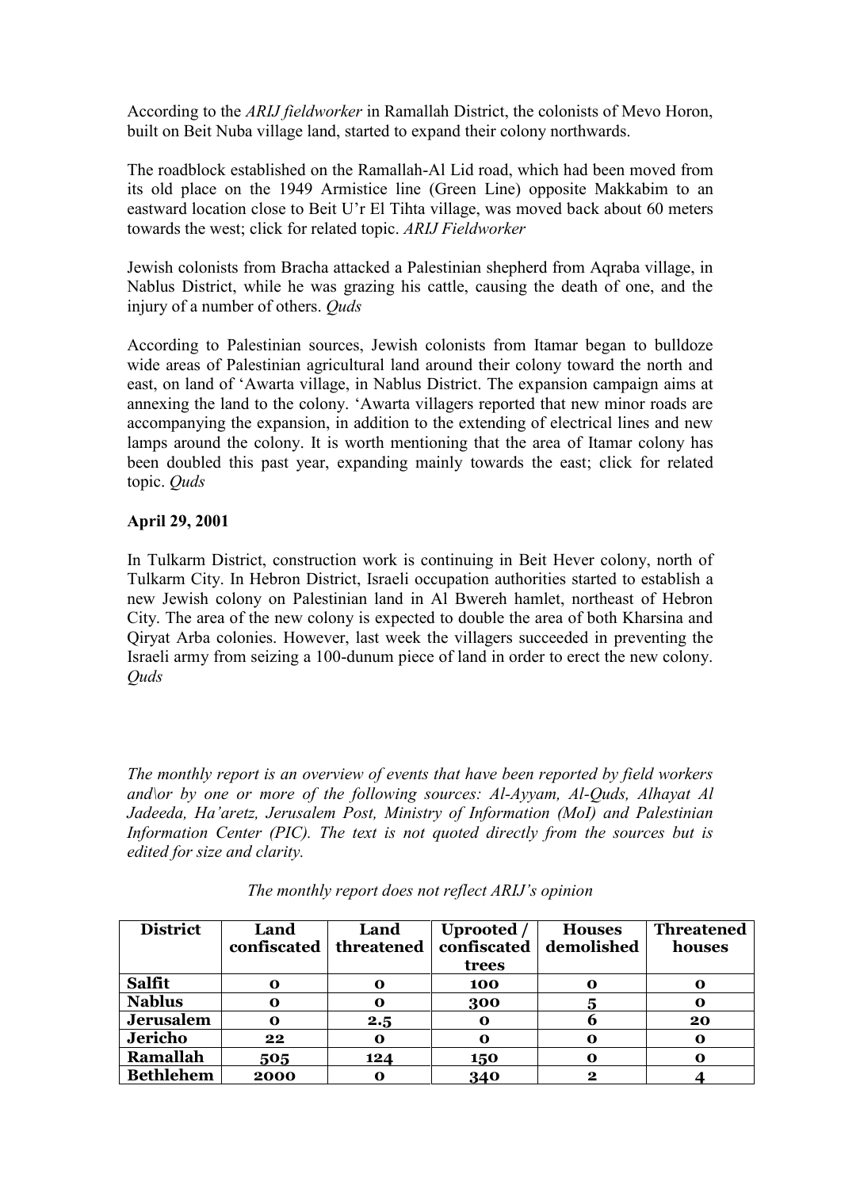According to the *ARIJ fieldworker* in Ramallah District, the colonists of Mevo Horon, built on Beit Nuba village land, started to expand their colony northwards.

The roadblock established on the Ramallah-Al Lid road, which had been moved from its old place on the 1949 Armistice line (Green Line) opposite Makkabim to an eastward location close to Beit U'r El Tihta village, was moved back about 60 meters towards the west; click for related topic. *ARIJ Fieldworker*

Jewish colonists from Bracha attacked a Palestinian shepherd from Aqraba village, in Nablus District, while he was grazing his cattle, causing the death of one, and the injury of a number of others. *Quds*

According to Palestinian sources, Jewish colonists from Itamar began to bulldoze wide areas of Palestinian agricultural land around their colony toward the north and east, on land of 'Awarta village, in Nablus District. The expansion campaign aims at annexing the land to the colony. 'Awarta villagers reported that new minor roads are accompanying the expansion, in addition to the extending of electrical lines and new lamps around the colony. It is worth mentioning that the area of Itamar colony has been doubled this past year, expanding mainly towards the east; click for related topic. *Quds*

**April 29, 2001**

In Tulkarm District, construction work is continuing in Beit Hever colony, north of Tulkarm City. In Hebron District, Israeli occupation authorities started to establish a new Jewish colony on Palestinian land in Al Bwereh hamlet, northeast of Hebron City. The area of the new colony is expected to double the area of both Kharsina and Qiryat Arba colonies. However, last week the villagers succeeded in preventing the Israeli army from seizing a 100-dunum piece of land in order to erect the new colony. *Quds*

*The monthly report is an overview of events that have been reported by field workers and\or by one or more of the following sources: Al-Ayyam, Al-Quds, Alhayat Al Jadeeda, Ha'aretz, Jerusalem Post, Ministry of Information (MoI) and Palestinian Information Center (PIC). The text is not quoted directly from the sources but is edited for size and clarity.*

*The monthly report does not reflect ARIJ's opinion*

| District | Land confiscated | Land threatened | Uprooted / confiscated trees | Houses demolished | Threatened houses |
|---|---|---|---|---|---|
| Salfit | 0 | 0 | 100 | 0 | 0 |
| Nablus | 0 | 0 | 300 | 5 | 0 |
| Jerusalem | 0 | 2.5 | 0 | 6 | 20 |
| Jericho | 22 | 0 | 0 | 0 | 0 |
| Ramallah | 505 | 124 | 150 | 0 | 0 |
| Bethlehem | 2000 | 0 | 340 | 2 | 4 |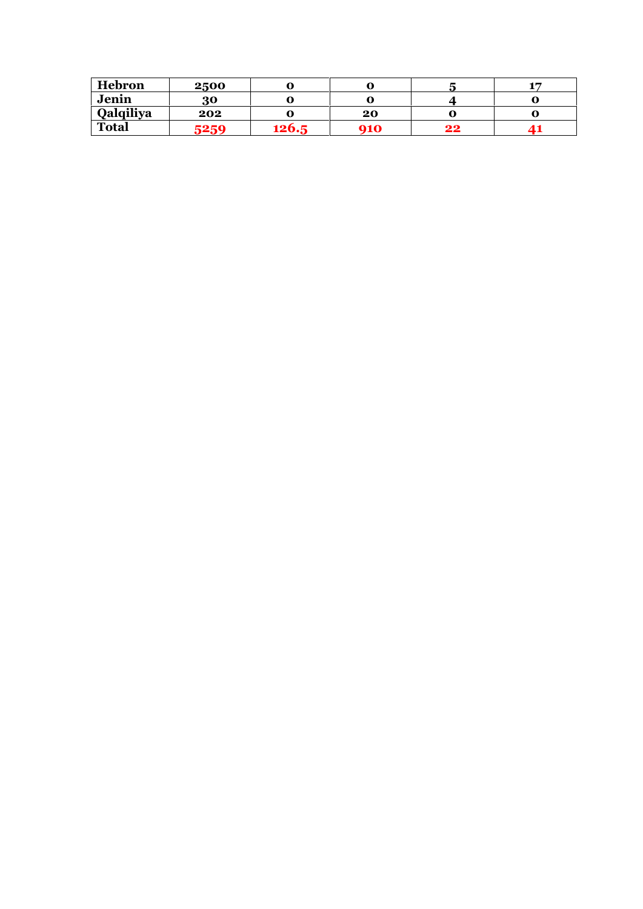| | | | | | |
|---|---|---|---|---|---|
| **Hebron** | **2500** | **0** | **0** | **5** | **17** |
| **Jenin** | **30** | **0** | **0** | **4** | **0** |
| **Qalqiliya** | **202** | **0** | **20** | **0** | **0** |
| **Total** | **5259** | **126.5** | **910** | **22** | **41** |